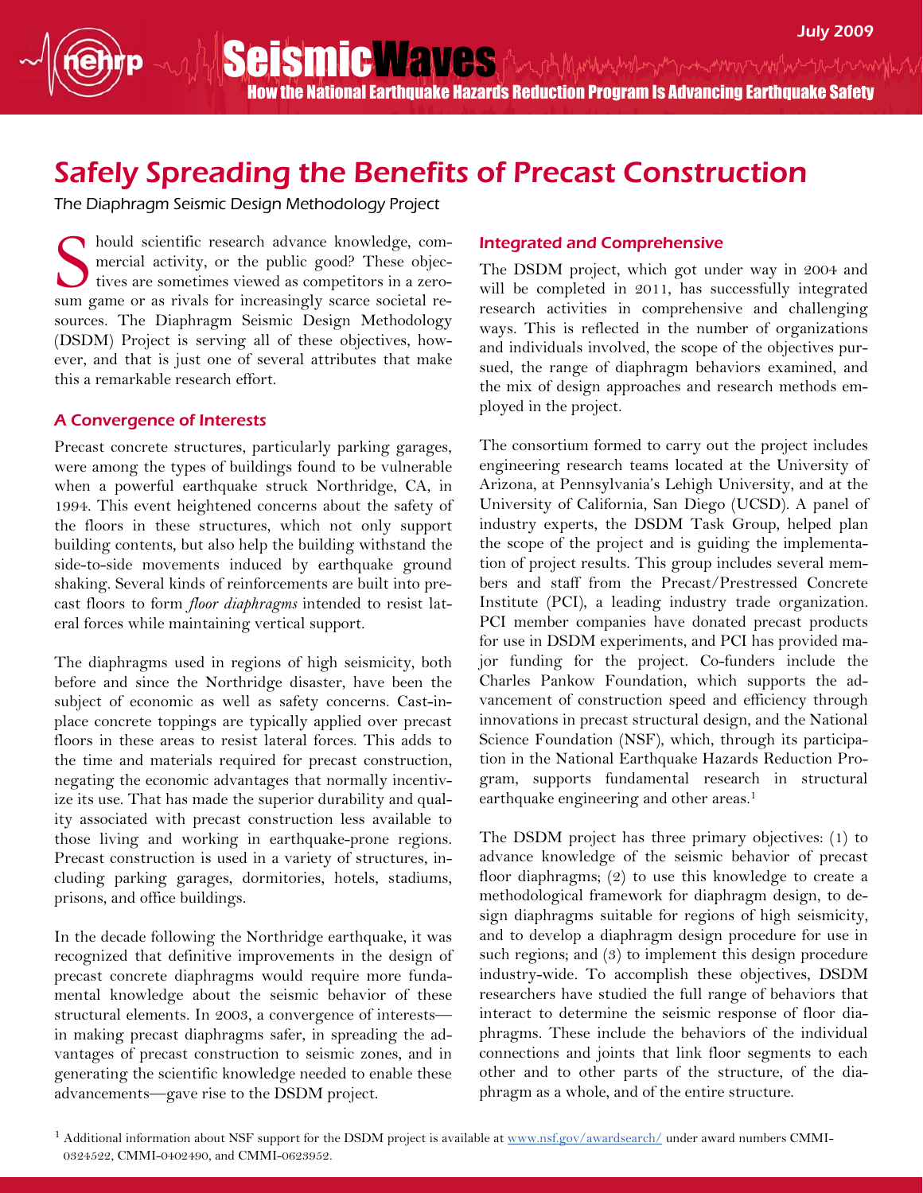# Safely Spreading the Benefits of Precast Construction

The Diaphragm Seismic Design Methodology Project

Should scientific research advance knowledge, commercial activity, or the public good? These objectives are sometimes viewed as competitors in a zero-sum game or as rivals for increasingly scarce societal resources. The Diaphragm Seismic Design Methodology (DSDM) Project is serving all of these objectives, however, and that is just one of several attributes that make this a remarkable research effort.

## A Convergence of Interests

Precast concrete structures, particularly parking garages, were among the types of buildings found to be vulnerable when a powerful earthquake struck Northridge, CA, in 1994. This event heightened concerns about the safety of the floors in these structures, which not only support building contents, but also help the building withstand the side-to-side movements induced by earthquake ground shaking. Several kinds of reinforcements are built into precast floors to form *floor diaphragms* intended to resist lateral forces while maintaining vertical support.

The diaphragms used in regions of high seismicity, both before and since the Northridge disaster, have been the subject of economic as well as safety concerns. Cast-in-place concrete toppings are typically applied over precast floors in these areas to resist lateral forces. This adds to the time and materials required for precast construction, negating the economic advantages that normally incentivize its use. That has made the superior durability and quality associated with precast construction less available to those living and working in earthquake-prone regions. Precast construction is used in a variety of structures, including parking garages, dormitories, hotels, stadiums, prisons, and office buildings.

In the decade following the Northridge earthquake, it was recognized that definitive improvements in the design of precast concrete diaphragms would require more fundamental knowledge about the seismic behavior of these structural elements. In 2003, a convergence of interests—in making precast diaphragms safer, in spreading the advantages of precast construction to seismic zones, and in generating the scientific knowledge needed to enable these advancements—gave rise to the DSDM project.

## Integrated and Comprehensive

The DSDM project, which got under way in 2004 and will be completed in 2011, has successfully integrated research activities in comprehensive and challenging ways. This is reflected in the number of organizations and individuals involved, the scope of the objectives pursued, the range of diaphragm behaviors examined, and the mix of design approaches and research methods employed in the project.

The consortium formed to carry out the project includes engineering research teams located at the University of Arizona, at Pennsylvania's Lehigh University, and at the University of California, San Diego (UCSD). A panel of industry experts, the DSDM Task Group, helped plan the scope of the project and is guiding the implementation of project results. This group includes several members and staff from the Precast/Prestressed Concrete Institute (PCI), a leading industry trade organization. PCI member companies have donated precast products for use in DSDM experiments, and PCI has provided major funding for the project. Co-funders include the Charles Pankow Foundation, which supports the advancement of construction speed and efficiency through innovations in precast structural design, and the National Science Foundation (NSF), which, through its participation in the National Earthquake Hazards Reduction Program, supports fundamental research in structural earthquake engineering and other areas.[1]

The DSDM project has three primary objectives: (1) to advance knowledge of the seismic behavior of precast floor diaphragms; (2) to use this knowledge to create a methodological framework for diaphragm design, to design diaphragms suitable for regions of high seismicity, and to develop a diaphragm design procedure for use in such regions; and (3) to implement this design procedure industry-wide. To accomplish these objectives, DSDM researchers have studied the full range of behaviors that interact to determine the seismic response of floor diaphragms. These include the behaviors of the individual connections and joints that link floor segments to each other and to other parts of the structure, of the diaphragm as a whole, and of the entire structure.

[1] Additional information about NSF support for the DSDM project is available at www.nsf.gov/awardsearch/ under award numbers CMMI-0324522, CMMI-0402490, and CMMI-0623952.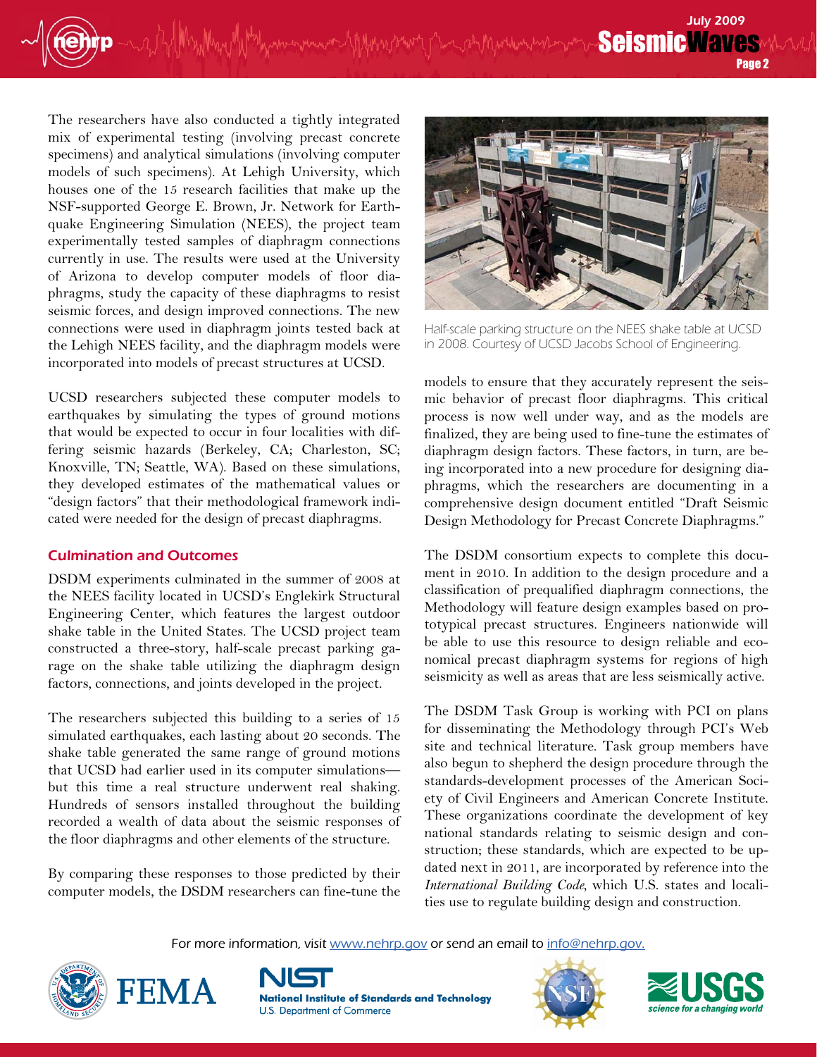The researchers have also conducted a tightly integrated mix of experimental testing (involving precast concrete specimens) and analytical simulations (involving computer models of such specimens). At Lehigh University, which houses one of the 15 research facilities that make up the NSF-supported George E. Brown, Jr. Network for Earthquake Engineering Simulation (NEES), the project team experimentally tested samples of diaphragm connections currently in use. The results were used at the University of Arizona to develop computer models of floor diaphragms, study the capacity of these diaphragms to resist seismic forces, and design improved connections. The new connections were used in diaphragm joints tested back at the Lehigh NEES facility, and the diaphragm models were incorporated into models of precast structures at UCSD.

UCSD researchers subjected these computer models to earthquakes by simulating the types of ground motions that would be expected to occur in four localities with differing seismic hazards (Berkeley, CA; Charleston, SC; Knoxville, TN; Seattle, WA). Based on these simulations, they developed estimates of the mathematical values or "design factors" that their methodological framework indicated were needed for the design of precast diaphragms.

## Culmination and Outcomes

DSDM experiments culminated in the summer of 2008 at the NEES facility located in UCSD's Englekirk Structural Engineering Center, which features the largest outdoor shake table in the United States. The UCSD project team constructed a three-story, half-scale precast parking garage on the shake table utilizing the diaphragm design factors, connections, and joints developed in the project.

The researchers subjected this building to a series of 15 simulated earthquakes, each lasting about 20 seconds. The shake table generated the same range of ground motions that UCSD had earlier used in its computer simulations—but this time a real structure underwent real shaking. Hundreds of sensors installed throughout the building recorded a wealth of data about the seismic responses of the floor diaphragms and other elements of the structure.

By comparing these responses to those predicted by their computer models, the DSDM researchers can fine-tune the models to ensure that they accurately represent the seismic behavior of precast floor diaphragms. This critical process is now well under way, and as the models are finalized, they are being used to fine-tune the estimates of diaphragm design factors. These factors, in turn, are being incorporated into a new procedure for designing diaphragms, which the researchers are documenting in a comprehensive design document entitled "Draft Seismic Design Methodology for Precast Concrete Diaphragms."

Half-scale parking structure on the NEES shake table at UCSD in 2008. Courtesy of UCSD Jacobs School of Engineering.

The DSDM consortium expects to complete this document in 2010. In addition to the design procedure and a classification of prequalified diaphragm connections, the Methodology will feature design examples based on prototypical precast structures. Engineers nationwide will be able to use this resource to design reliable and economical precast diaphragm systems for regions of high seismicity as well as areas that are less seismically active.

The DSDM Task Group is working with PCI on plans for disseminating the Methodology through PCI's Web site and technical literature. Task group members have also begun to shepherd the design procedure through the standards-development processes of the American Society of Civil Engineers and American Concrete Institute. These organizations coordinate the development of key national standards relating to seismic design and construction; these standards, which are expected to be updated next in 2011, are incorporated by reference into the *International Building Code*, which U.S. states and localities use to regulate building design and construction.

For more information, visit www.nehrp.gov or send an email to info@nehrp.gov.